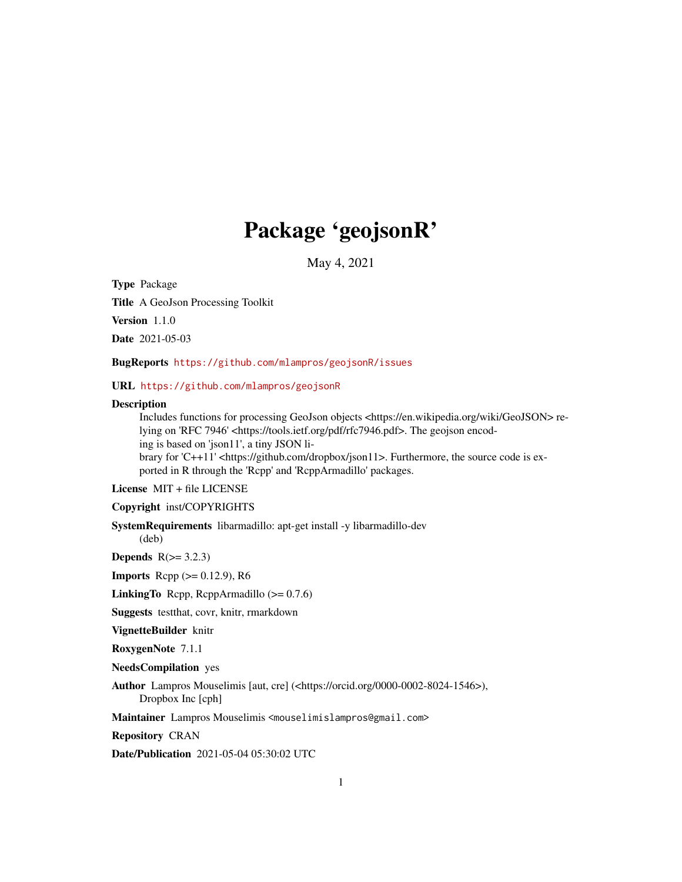# Package 'geojsonR'

May 4, 2021

**Type** Package

**Title** A GeoJson Processing Toolkit

**Version** 1.1.0

**Date** 2021-05-03

**BugReports** https://github.com/mlampros/geojsonR/issues

**URL** https://github.com/mlampros/geojsonR

**Description** Includes functions for processing GeoJson objects <https://en.wikipedia.org/wiki/GeoJSON> relying on 'RFC 7946' <https://tools.ietf.org/pdf/rfc7946.pdf>. The geojson encoding is based on 'json11', a tiny JSON library for 'C++11' <https://github.com/dropbox/json11>. Furthermore, the source code is exported in R through the 'Rcpp' and 'RcppArmadillo' packages.

**License** MIT + file LICENSE

**Copyright** inst/COPYRIGHTS

**SystemRequirements** libarmadillo: apt-get install -y libarmadillo-dev (deb)

**Depends** R(>= 3.2.3)

**Imports** Rcpp (>= 0.12.9), R6

**LinkingTo** Rcpp, RcppArmadillo (>= 0.7.6)

**Suggests** testthat, covr, knitr, rmarkdown

**VignetteBuilder** knitr

**RoxygenNote** 7.1.1

**NeedsCompilation** yes

**Author** Lampros Mouselimis [aut, cre] (<https://orcid.org/0000-0002-8024-1546>), Dropbox Inc [cph]

**Maintainer** Lampros Mouselimis <mouselimislampros@gmail.com>

**Repository** CRAN

**Date/Publication** 2021-05-04 05:30:02 UTC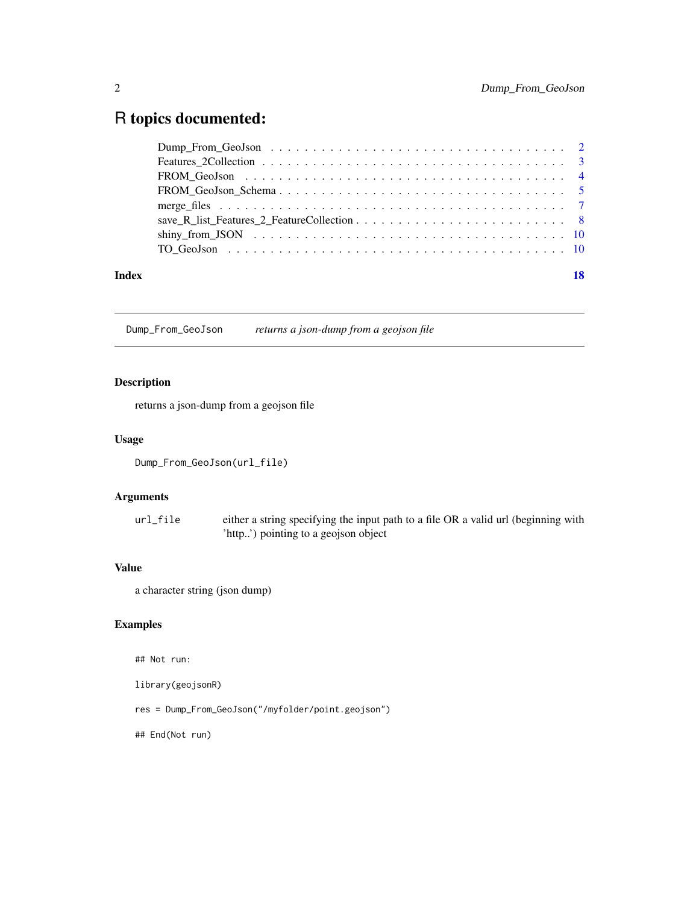# R topics documented:

- Dump_From_GeoJson . . . . . . . . . . . . . . . . . . . . . . . . . . . . . . . . . . . 2
- Features_2Collection . . . . . . . . . . . . . . . . . . . . . . . . . . . . . . . . . . 3
- FROM_GeoJson . . . . . . . . . . . . . . . . . . . . . . . . . . . . . . . . . . . . . 4
- FROM_GeoJson_Schema . . . . . . . . . . . . . . . . . . . . . . . . . . . . . . . . 5
- merge_files . . . . . . . . . . . . . . . . . . . . . . . . . . . . . . . . . . . . . . . 7
- save_R_list_Features_2_FeatureCollection . . . . . . . . . . . . . . . . . . . . . . . 8
- shiny_from_JSON . . . . . . . . . . . . . . . . . . . . . . . . . . . . . . . . . . . 10
- TO_GeoJson . . . . . . . . . . . . . . . . . . . . . . . . . . . . . . . . . . . . . . 10

**Index** 18

---

`Dump_From_GeoJson` *returns a json-dump from a geojson file*

---

### Description

returns a json-dump from a geojson file

### Usage

```
Dump_From_GeoJson(url_file)
```

### Arguments

| | |
|---|---|
| `url_file` | either a string specifying the input path to a file OR a valid url (beginning with 'http..') pointing to a geojson object |

### Value

a character string (json dump)

### Examples

```
## Not run:

library(geojsonR)

res = Dump_From_GeoJson("/myfolder/point.geojson")

## End(Not run)
```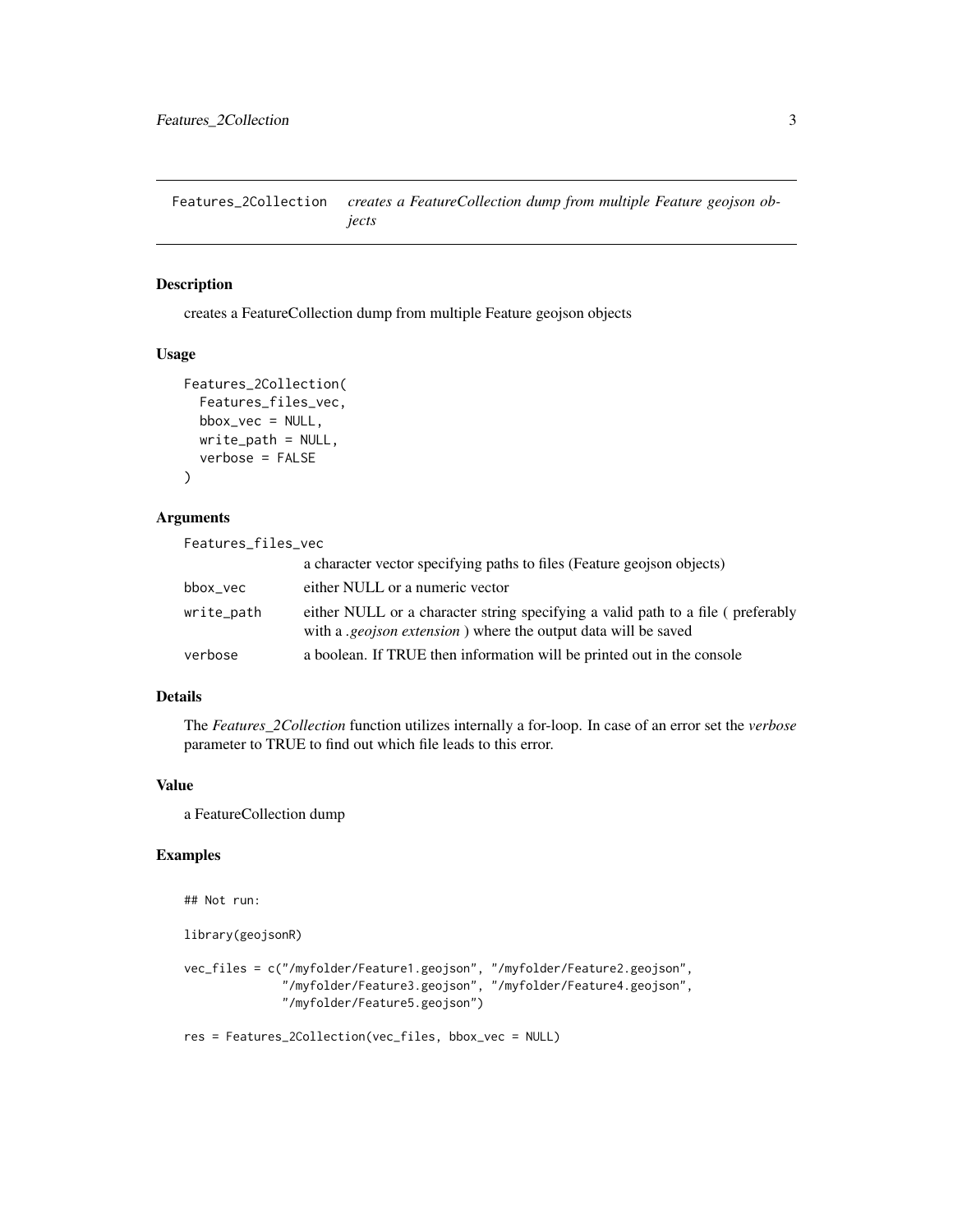Features_2Collection *creates a FeatureCollection dump from multiple Feature geojson objects*

## Description

creates a FeatureCollection dump from multiple Feature geojson objects

## Usage

```
Features_2Collection(
  Features_files_vec,
  bbox_vec = NULL,
  write_path = NULL,
  verbose = FALSE
)
```

## Arguments

| Argument | Description |
| --- | --- |
| Features_files_vec | a character vector specifying paths to files (Feature geojson objects) |
| bbox_vec | either NULL or a numeric vector |
| write_path | either NULL or a character string specifying a valid path to a file ( preferably with a *.geojson extension* ) where the output data will be saved |
| verbose | a boolean. If TRUE then information will be printed out in the console |

## Details

The *Features_2Collection* function utilizes internally a for-loop. In case of an error set the *verbose* parameter to TRUE to find out which file leads to this error.

## Value

a FeatureCollection dump

## Examples

```
## Not run:

library(geojsonR)

vec_files = c("/myfolder/Feature1.geojson", "/myfolder/Feature2.geojson",
              "/myfolder/Feature3.geojson", "/myfolder/Feature4.geojson",
              "/myfolder/Feature5.geojson")

res = Features_2Collection(vec_files, bbox_vec = NULL)
```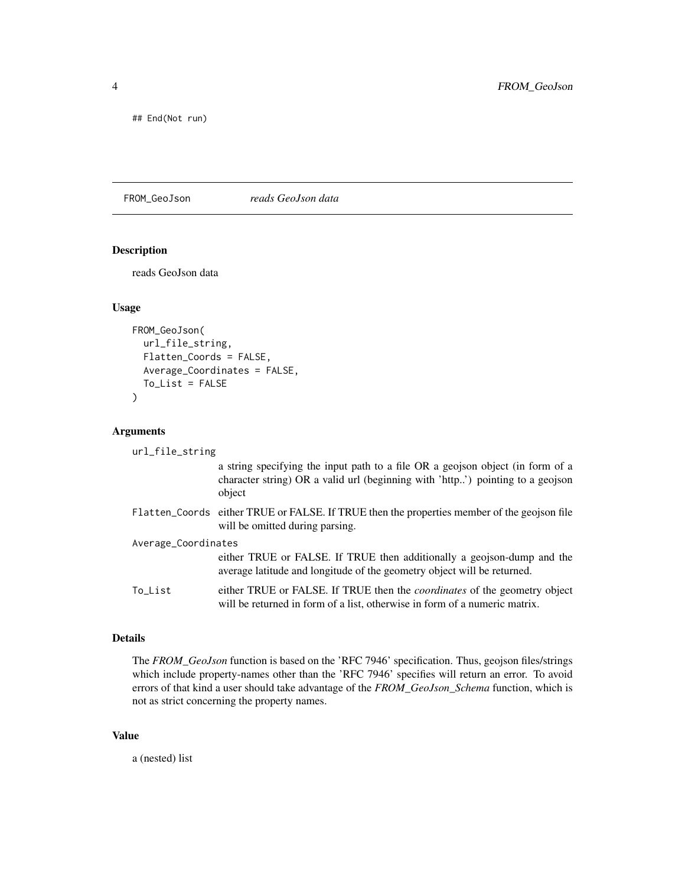```
## End(Not run)
```

## FROM_GeoJson — *reads GeoJson data*

### Description

reads GeoJson data

### Usage

```
FROM_GeoJson(
  url_file_string,
  Flatten_Coords = FALSE,
  Average_Coordinates = FALSE,
  To_List = FALSE
)
```

### Arguments

| Argument | Description |
| --- | --- |
| url_file_string | a string specifying the input path to a file OR a geojson object (in form of a character string) OR a valid url (beginning with 'http..') pointing to a geojson object |
| Flatten_Coords | either TRUE or FALSE. If TRUE then the properties member of the geojson file will be omitted during parsing. |
| Average_Coordinates | either TRUE or FALSE. If TRUE then additionally a geojson-dump and the average latitude and longitude of the geometry object will be returned. |
| To_List | either TRUE or FALSE. If TRUE then the *coordinates* of the geometry object will be returned in form of a list, otherwise in form of a numeric matrix. |

### Details

The *FROM_GeoJson* function is based on the 'RFC 7946' specification. Thus, geojson files/strings which include property-names other than the 'RFC 7946' specifies will return an error. To avoid errors of that kind a user should take advantage of the *FROM_GeoJson_Schema* function, which is not as strict concerning the property names.

### Value

a (nested) list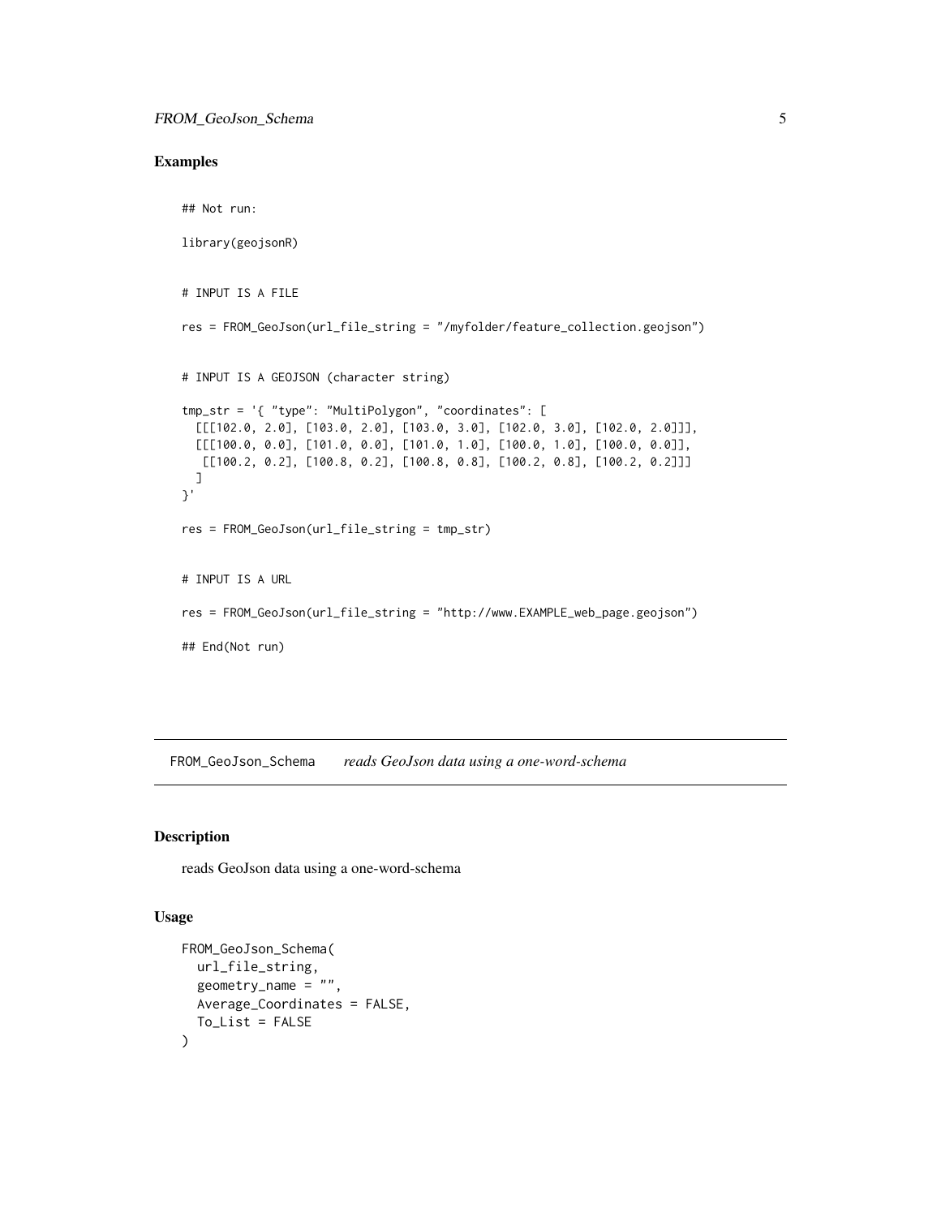## Examples

```
## Not run:

library(geojsonR)


# INPUT IS A FILE

res = FROM_GeoJson(url_file_string = "/myfolder/feature_collection.geojson")


# INPUT IS A GEOJSON (character string)

tmp_str = '{ "type": "MultiPolygon", "coordinates": [
  [[[102.0, 2.0], [103.0, 2.0], [103.0, 3.0], [102.0, 3.0], [102.0, 2.0]]],
  [[[100.0, 0.0], [101.0, 0.0], [101.0, 1.0], [100.0, 1.0], [100.0, 0.0]],
   [[100.2, 0.2], [100.8, 0.2], [100.8, 0.8], [100.2, 0.8], [100.2, 0.2]]]
  ]
}'

res = FROM_GeoJson(url_file_string = tmp_str)


# INPUT IS A URL

res = FROM_GeoJson(url_file_string = "http://www.EXAMPLE_web_page.geojson")

## End(Not run)
```

---

# FROM_GeoJson_Schema    *reads GeoJson data using a one-word-schema*

---

## Description

reads GeoJson data using a one-word-schema

## Usage

```
FROM_GeoJson_Schema(
  url_file_string,
  geometry_name = "",
  Average_Coordinates = FALSE,
  To_List = FALSE
)
```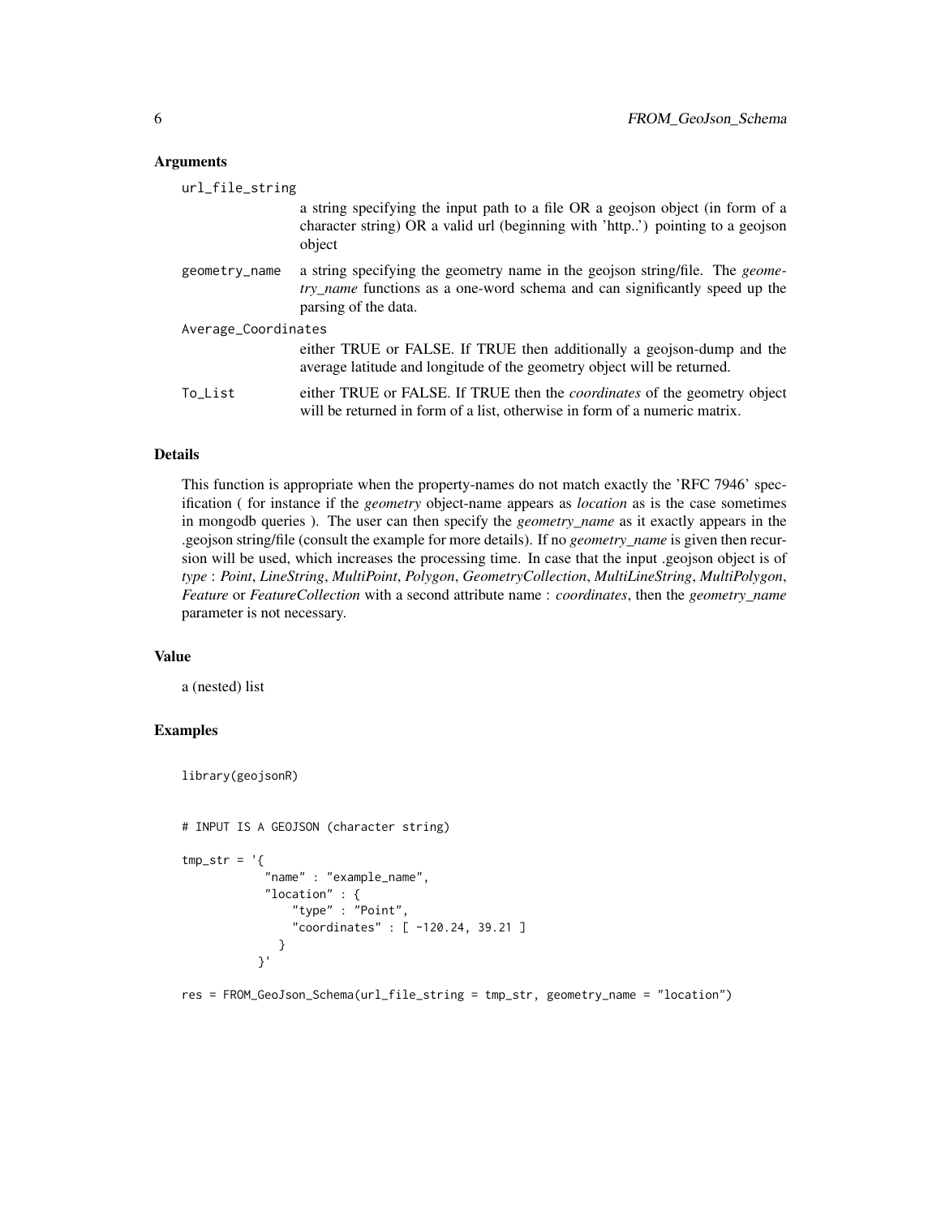### Arguments

- `url_file_string`: a string specifying the input path to a file OR a geojson object (in form of a character string) OR a valid url (beginning with 'http..') pointing to a geojson object
- `geometry_name`: a string specifying the geometry name in the geojson string/file. The *geometry_name* functions as a one-word schema and can significantly speed up the parsing of the data.
- `Average_Coordinates`: either TRUE or FALSE. If TRUE then additionally a geojson-dump and the average latitude and longitude of the geometry object will be returned.
- `To_List`: either TRUE or FALSE. If TRUE then the *coordinates* of the geometry object will be returned in form of a list, otherwise in form of a numeric matrix.

### Details

This function is appropriate when the property-names do not match exactly the 'RFC 7946' specification ( for instance if the *geometry* object-name appears as *location* as is the case sometimes in mongodb queries ). The user can then specify the *geometry_name* as it exactly appears in the .geojson string/file (consult the example for more details). If no *geometry_name* is given then recursion will be used, which increases the processing time. In case that the input .geojson object is of *type* : *Point*, *LineString*, *MultiPoint*, *Polygon*, *GeometryCollection*, *MultiLineString*, *MultiPolygon*, *Feature* or *FeatureCollection* with a second attribute name : *coordinates*, then the *geometry_name* parameter is not necessary.

### Value

a (nested) list

### Examples

```
library(geojsonR)


# INPUT IS A GEOJSON (character string)

tmp_str = '{
            "name" : "example_name",
            "location" : {
                "type" : "Point",
                "coordinates" : [ -120.24, 39.21 ]
              }
           }'

res = FROM_GeoJson_Schema(url_file_string = tmp_str, geometry_name = "location")
```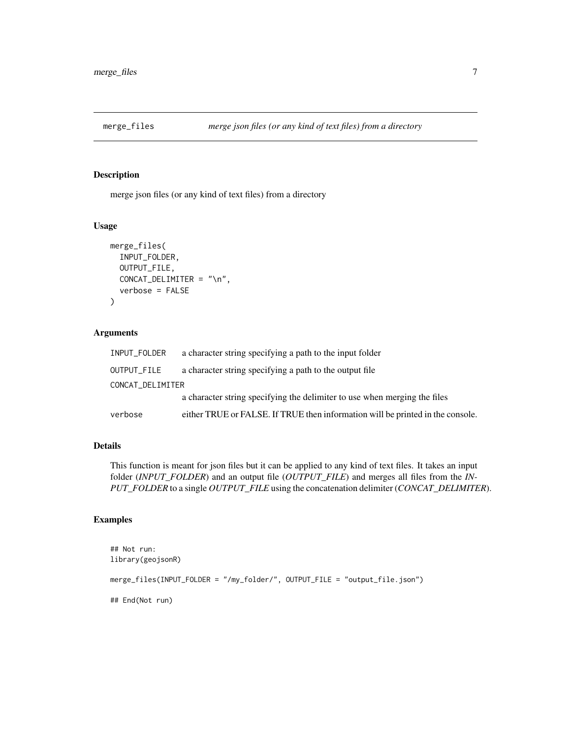## merge_files — *merge json files (or any kind of text files) from a directory*

### Description

merge json files (or any kind of text files) from a directory

### Usage

```
merge_files(
  INPUT_FOLDER,
  OUTPUT_FILE,
  CONCAT_DELIMITER = "\n",
  verbose = FALSE
)
```

### Arguments

| Argument | Description |
|---|---|
| `INPUT_FOLDER` | a character string specifying a path to the input folder |
| `OUTPUT_FILE` | a character string specifying a path to the output file |
| `CONCAT_DELIMITER` | a character string specifying the delimiter to use when merging the files |
| `verbose` | either TRUE or FALSE. If TRUE then information will be printed in the console. |

### Details

This function is meant for json files but it can be applied to any kind of text files. It takes an input folder (*INPUT_FOLDER*) and an output file (*OUTPUT_FILE*) and merges all files from the *INPUT_FOLDER* to a single *OUTPUT_FILE* using the concatenation delimiter (*CONCAT_DELIMITER*).

### Examples

```
## Not run:
library(geojsonR)

merge_files(INPUT_FOLDER = "/my_folder/", OUTPUT_FILE = "output_file.json")

## End(Not run)
```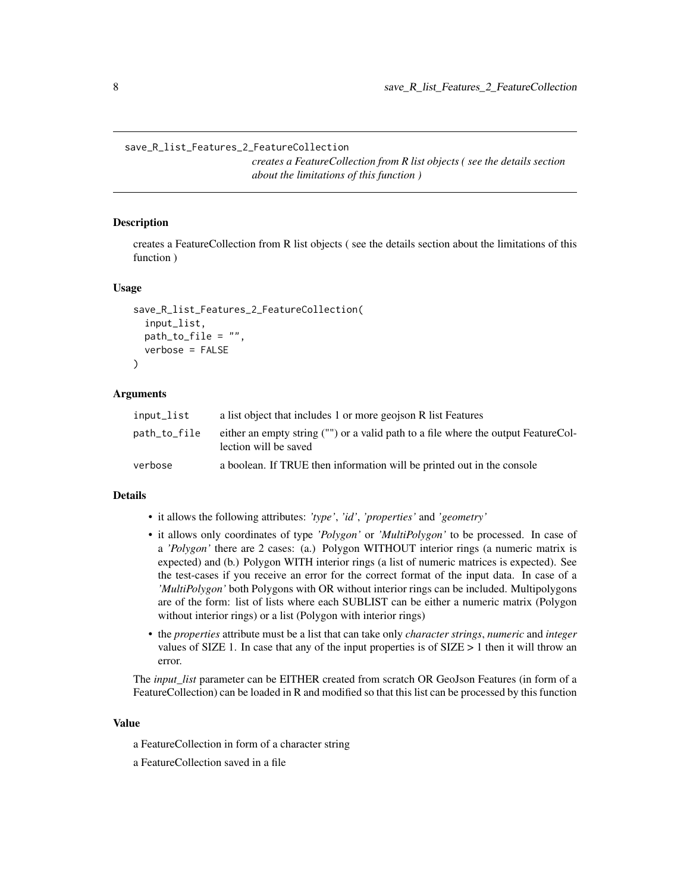## save_R_list_Features_2_FeatureCollection

*creates a FeatureCollection from R list objects ( see the details section about the limitations of this function )*

### Description

creates a FeatureCollection from R list objects ( see the details section about the limitations of this function )

### Usage

```
save_R_list_Features_2_FeatureCollection(
  input_list,
  path_to_file = "",
  verbose = FALSE
)
```

### Arguments

| | |
|---|---|
| input_list | a list object that includes 1 or more geojson R list Features |
| path_to_file | either an empty string ("") or a valid path to a file where the output FeatureCollection will be saved |
| verbose | a boolean. If TRUE then information will be printed out in the console |

### Details

- it allows the following attributes: *'type'*, *'id'*, *'properties'* and *'geometry'*
- it allows only coordinates of type *'Polygon'* or *'MultiPolygon'* to be processed. In case of a *'Polygon'* there are 2 cases: (a.) Polygon WITHOUT interior rings (a numeric matrix is expected) and (b.) Polygon WITH interior rings (a list of numeric matrices is expected). See the test-cases if you receive an error for the correct format of the input data. In case of a *'MultiPolygon'* both Polygons with OR without interior rings can be included. Multipolygons are of the form: list of lists where each SUBLIST can be either a numeric matrix (Polygon without interior rings) or a list (Polygon with interior rings)
- the *properties* attribute must be a list that can take only *character strings*, *numeric* and *integer* values of SIZE 1. In case that any of the input properties is of SIZE > 1 then it will throw an error.

The *input_list* parameter can be EITHER created from scratch OR GeoJson Features (in form of a FeatureCollection) can be loaded in R and modified so that this list can be processed by this function

### Value

a FeatureCollection in form of a character string

a FeatureCollection saved in a file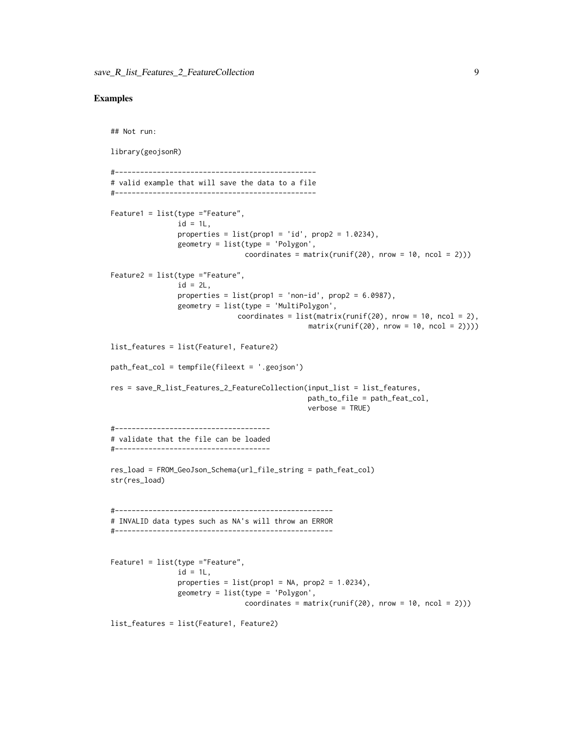## Examples

```
## Not run:

library(geojsonR)

#------------------------------------------------
# valid example that will save the data to a file
#------------------------------------------------

Feature1 = list(type ="Feature",
                id = 1L,
                properties = list(prop1 = 'id', prop2 = 1.0234),
                geometry = list(type = 'Polygon',
                                coordinates = matrix(runif(20), nrow = 10, ncol = 2)))

Feature2 = list(type ="Feature",
                id = 2L,
                properties = list(prop1 = 'non-id', prop2 = 6.0987),
                geometry = list(type = 'MultiPolygon',
                              coordinates = list(matrix(runif(20), nrow = 10, ncol = 2),
                                                 matrix(runif(20), nrow = 10, ncol = 2))))

list_features = list(Feature1, Feature2)

path_feat_col = tempfile(fileext = '.geojson')

res = save_R_list_Features_2_FeatureCollection(input_list = list_features,
                                               path_to_file = path_feat_col,
                                               verbose = TRUE)

#-------------------------------------
# validate that the file can be loaded
#-------------------------------------

res_load = FROM_GeoJson_Schema(url_file_string = path_feat_col)
str(res_load)


#----------------------------------------------------
# INVALID data types such as NA's will throw an ERROR
#----------------------------------------------------


Feature1 = list(type ="Feature",
                id = 1L,
                properties = list(prop1 = NA, prop2 = 1.0234),
                geometry = list(type = 'Polygon',
                                coordinates = matrix(runif(20), nrow = 10, ncol = 2)))

list_features = list(Feature1, Feature2)
```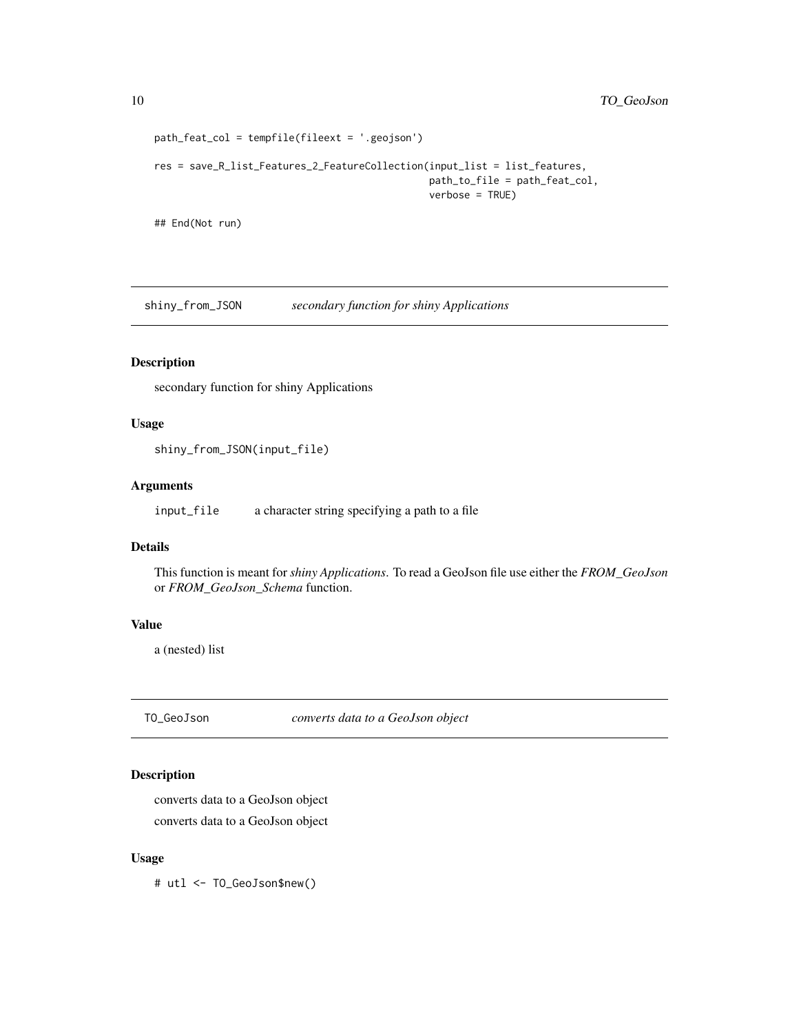```
path_feat_col = tempfile(fileext = '.geojson')

res = save_R_list_Features_2_FeatureCollection(input_list = list_features,
                                               path_to_file = path_feat_col,
                                               verbose = TRUE)

## End(Not run)
```

## shiny_from_JSON — *secondary function for shiny Applications*

### Description

secondary function for shiny Applications

### Usage

```
shiny_from_JSON(input_file)
```

### Arguments

input_file — a character string specifying a path to a file

### Details

This function is meant for *shiny Applications*. To read a GeoJson file use either the *FROM_GeoJson* or *FROM_GeoJson_Schema* function.

### Value

a (nested) list

## TO_GeoJson — *converts data to a GeoJson object*

### Description

converts data to a GeoJson object

converts data to a GeoJson object

### Usage

```
# utl <- TO_GeoJson$new()
```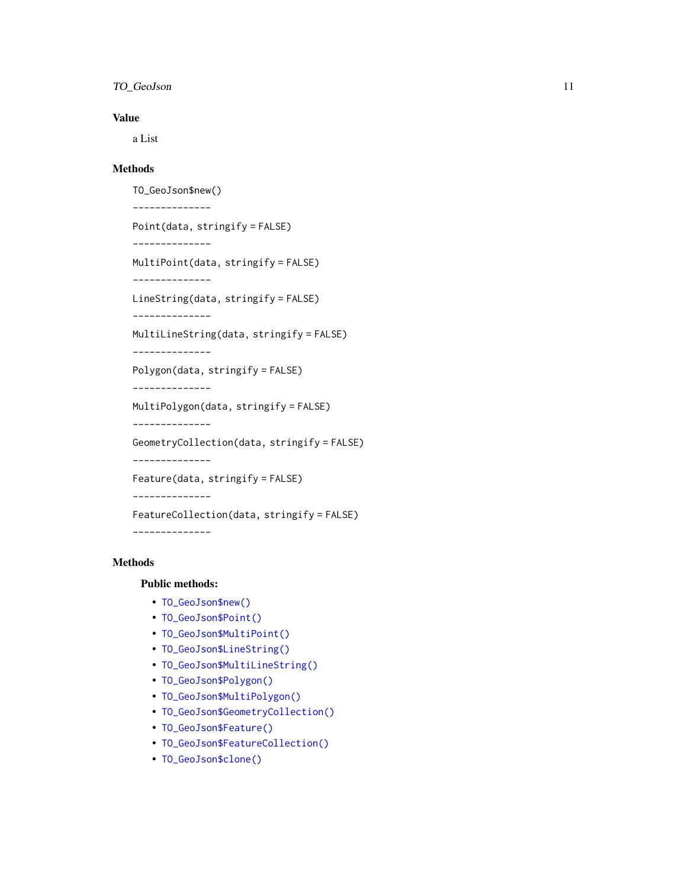## Value

a List

## Methods

`TO_GeoJson$new()`

`--------------`

`Point(data, stringify = FALSE)`

`--------------`

`MultiPoint(data, stringify = FALSE)`

`--------------`

`LineString(data, stringify = FALSE)`

`--------------`

`MultiLineString(data, stringify = FALSE)`

`--------------`

`Polygon(data, stringify = FALSE)`

`--------------`

`MultiPolygon(data, stringify = FALSE)`

`--------------`

`GeometryCollection(data, stringify = FALSE)`

`--------------`

`Feature(data, stringify = FALSE)`

`--------------`

`FeatureCollection(data, stringify = FALSE)`

`--------------`

## Methods

### Public methods:

- `TO_GeoJson$new()`
- `TO_GeoJson$Point()`
- `TO_GeoJson$MultiPoint()`
- `TO_GeoJson$LineString()`
- `TO_GeoJson$MultiLineString()`
- `TO_GeoJson$Polygon()`
- `TO_GeoJson$MultiPolygon()`
- `TO_GeoJson$GeometryCollection()`
- `TO_GeoJson$Feature()`
- `TO_GeoJson$FeatureCollection()`
- `TO_GeoJson$clone()`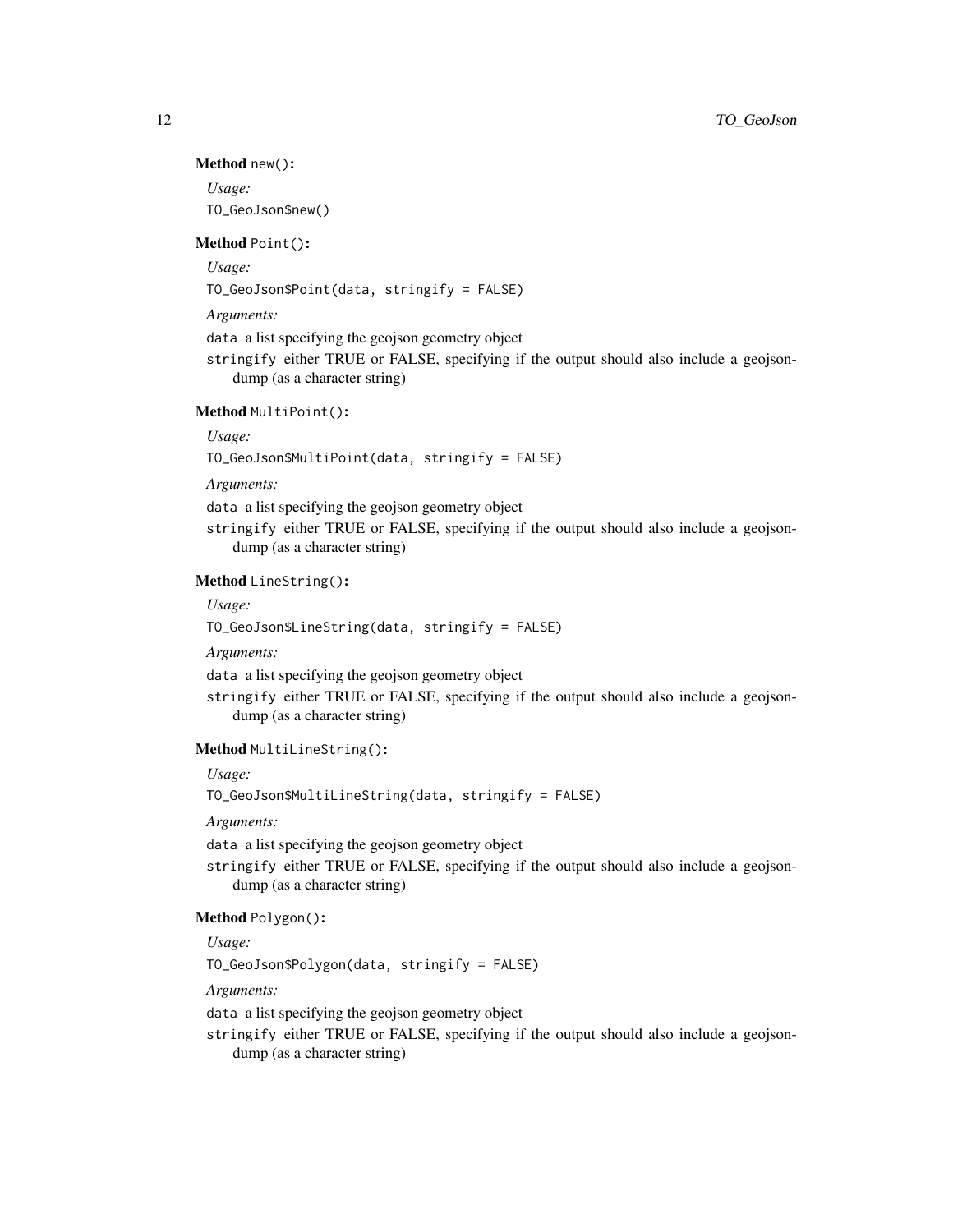**Method** `new()`:

*Usage:*

```
TO_GeoJson$new()
```

**Method** `Point()`:

*Usage:*

```
TO_GeoJson$Point(data, stringify = FALSE)
```

*Arguments:*

`data` a list specifying the geojson geometry object

`stringify` either TRUE or FALSE, specifying if the output should also include a geojson-dump (as a character string)

**Method** `MultiPoint()`:

*Usage:*

```
TO_GeoJson$MultiPoint(data, stringify = FALSE)
```

*Arguments:*

`data` a list specifying the geojson geometry object

`stringify` either TRUE or FALSE, specifying if the output should also include a geojson-dump (as a character string)

**Method** `LineString()`:

*Usage:*

```
TO_GeoJson$LineString(data, stringify = FALSE)
```

*Arguments:*

`data` a list specifying the geojson geometry object

`stringify` either TRUE or FALSE, specifying if the output should also include a geojson-dump (as a character string)

**Method** `MultiLineString()`:

*Usage:*

```
TO_GeoJson$MultiLineString(data, stringify = FALSE)
```

*Arguments:*

`data` a list specifying the geojson geometry object

`stringify` either TRUE or FALSE, specifying if the output should also include a geojson-dump (as a character string)

**Method** `Polygon()`:

*Usage:*

```
TO_GeoJson$Polygon(data, stringify = FALSE)
```

*Arguments:*

`data` a list specifying the geojson geometry object

`stringify` either TRUE or FALSE, specifying if the output should also include a geojson-dump (as a character string)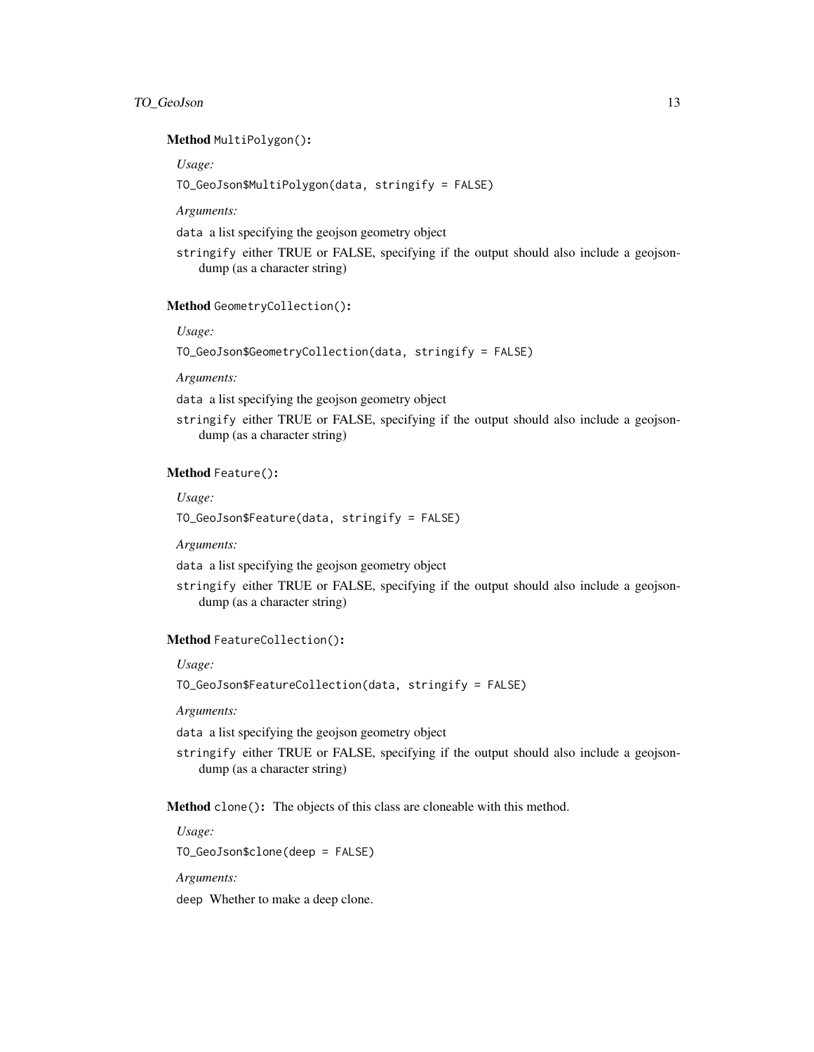**Method** `MultiPolygon()`:

*Usage:*

```
TO_GeoJson$MultiPolygon(data, stringify = FALSE)
```

*Arguments:*

`data` a list specifying the geojson geometry object

`stringify` either TRUE or FALSE, specifying if the output should also include a geojson-dump (as a character string)

**Method** `GeometryCollection()`:

*Usage:*

```
TO_GeoJson$GeometryCollection(data, stringify = FALSE)
```

*Arguments:*

`data` a list specifying the geojson geometry object

`stringify` either TRUE or FALSE, specifying if the output should also include a geojson-dump (as a character string)

**Method** `Feature()`:

*Usage:*

```
TO_GeoJson$Feature(data, stringify = FALSE)
```

*Arguments:*

`data` a list specifying the geojson geometry object

`stringify` either TRUE or FALSE, specifying if the output should also include a geojson-dump (as a character string)

**Method** `FeatureCollection()`:

*Usage:*

```
TO_GeoJson$FeatureCollection(data, stringify = FALSE)
```

*Arguments:*

`data` a list specifying the geojson geometry object

`stringify` either TRUE or FALSE, specifying if the output should also include a geojson-dump (as a character string)

**Method** `clone()`: The objects of this class are cloneable with this method.

*Usage:*

```
TO_GeoJson$clone(deep = FALSE)
```

*Arguments:*

`deep` Whether to make a deep clone.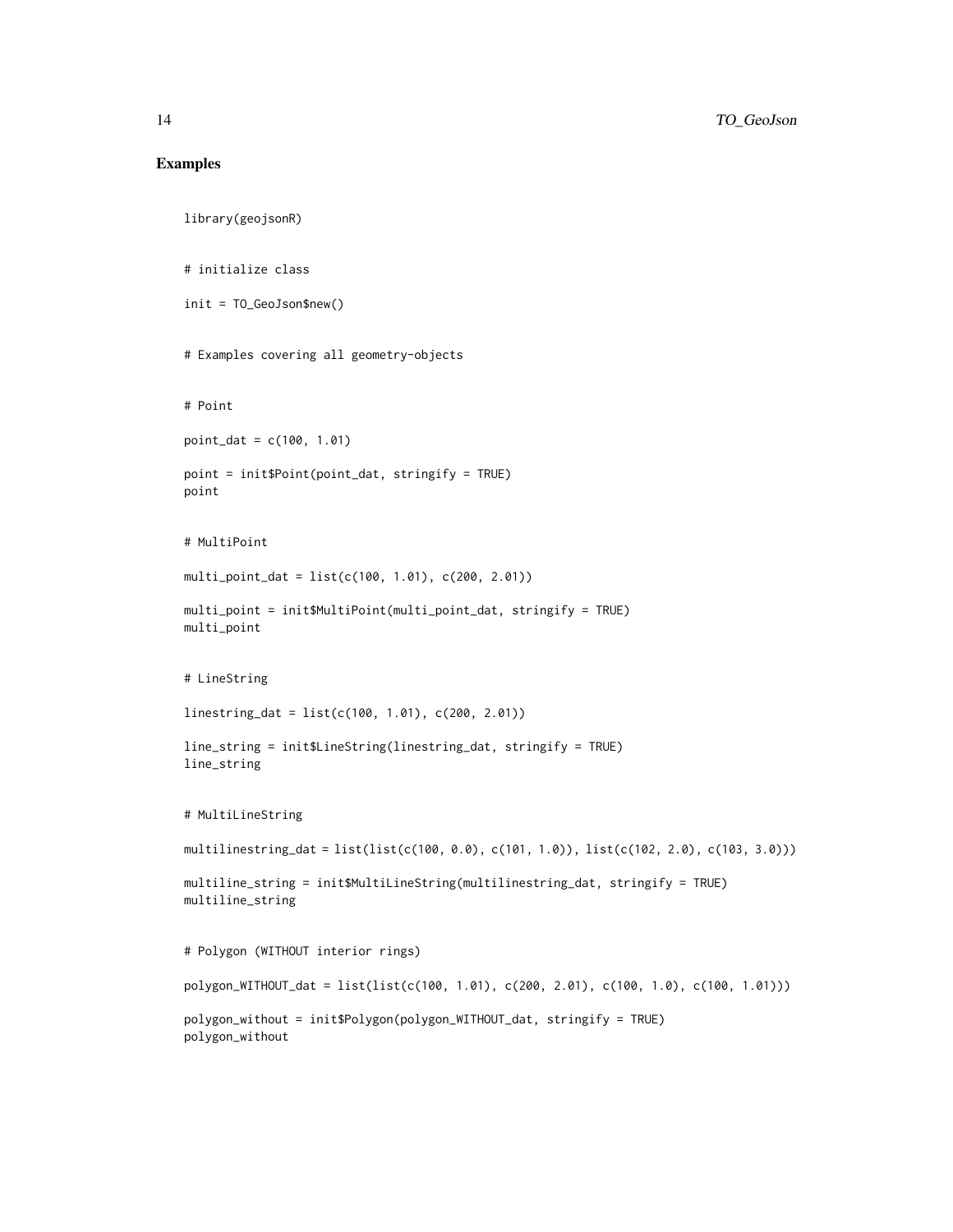## Examples

```
library(geojsonR)


# initialize class

init = TO_GeoJson$new()


# Examples covering all geometry-objects


# Point

point_dat = c(100, 1.01)

point = init$Point(point_dat, stringify = TRUE)
point


# MultiPoint

multi_point_dat = list(c(100, 1.01), c(200, 2.01))

multi_point = init$MultiPoint(multi_point_dat, stringify = TRUE)
multi_point


# LineString

linestring_dat = list(c(100, 1.01), c(200, 2.01))

line_string = init$LineString(linestring_dat, stringify = TRUE)
line_string


# MultiLineString

multilinestring_dat = list(list(c(100, 0.0), c(101, 1.0)), list(c(102, 2.0), c(103, 3.0)))

multiline_string = init$MultiLineString(multilinestring_dat, stringify = TRUE)
multiline_string


# Polygon (WITHOUT interior rings)

polygon_WITHOUT_dat = list(list(c(100, 1.01), c(200, 2.01), c(100, 1.0), c(100, 1.01)))

polygon_without = init$Polygon(polygon_WITHOUT_dat, stringify = TRUE)
polygon_without
```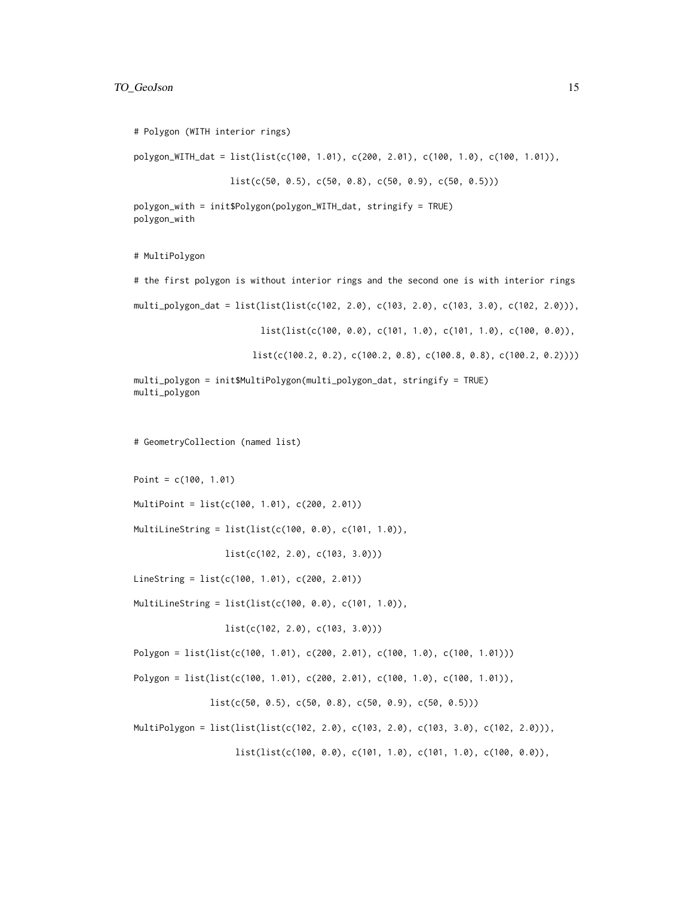```
# Polygon (WITH interior rings)

polygon_WITH_dat = list(list(c(100, 1.01), c(200, 2.01), c(100, 1.0), c(100, 1.01)),

                   list(c(50, 0.5), c(50, 0.8), c(50, 0.9), c(50, 0.5)))

polygon_with = init$Polygon(polygon_WITH_dat, stringify = TRUE)
polygon_with


# MultiPolygon

# the first polygon is without interior rings and the second one is with interior rings

multi_polygon_dat = list(list(list(c(102, 2.0), c(103, 2.0), c(103, 3.0), c(102, 2.0))),

                         list(list(c(100, 0.0), c(101, 1.0), c(101, 1.0), c(100, 0.0)),

                        list(c(100.2, 0.2), c(100.2, 0.8), c(100.8, 0.8), c(100.2, 0.2))))

multi_polygon = init$MultiPolygon(multi_polygon_dat, stringify = TRUE)
multi_polygon



# GeometryCollection (named list)


Point = c(100, 1.01)

MultiPoint = list(c(100, 1.01), c(200, 2.01))

MultiLineString = list(list(c(100, 0.0), c(101, 1.0)),

                  list(c(102, 2.0), c(103, 3.0)))

LineString = list(c(100, 1.01), c(200, 2.01))

MultiLineString = list(list(c(100, 0.0), c(101, 1.0)),

                  list(c(102, 2.0), c(103, 3.0)))

Polygon = list(list(c(100, 1.01), c(200, 2.01), c(100, 1.0), c(100, 1.01)))

Polygon = list(list(c(100, 1.01), c(200, 2.01), c(100, 1.0), c(100, 1.01)),

               list(c(50, 0.5), c(50, 0.8), c(50, 0.9), c(50, 0.5)))

MultiPolygon = list(list(list(c(102, 2.0), c(103, 2.0), c(103, 3.0), c(102, 2.0))),

                    list(list(c(100, 0.0), c(101, 1.0), c(101, 1.0), c(100, 0.0)),
```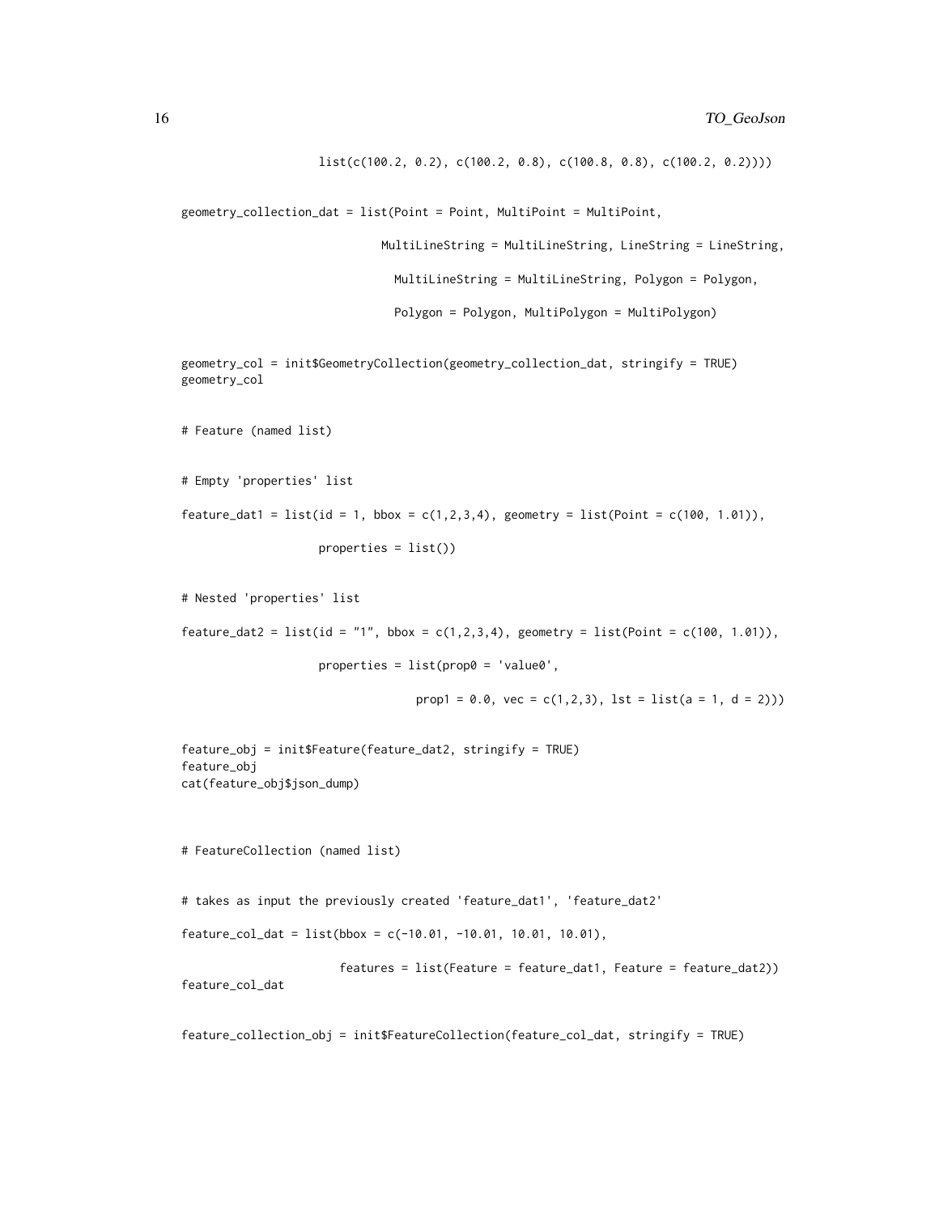```
                     list(c(100.2, 0.2), c(100.2, 0.8), c(100.8, 0.8), c(100.2, 0.2))))

geometry_collection_dat = list(Point = Point, MultiPoint = MultiPoint,

                               MultiLineString = MultiLineString, LineString = LineString,

                                 MultiLineString = MultiLineString, Polygon = Polygon,

                                 Polygon = Polygon, MultiPolygon = MultiPolygon)

geometry_col = init$GeometryCollection(geometry_collection_dat, stringify = TRUE)
geometry_col

# Feature (named list)

# Empty 'properties' list

feature_dat1 = list(id = 1, bbox = c(1,2,3,4), geometry = list(Point = c(100, 1.01)),

                    properties = list())

# Nested 'properties' list

feature_dat2 = list(id = "1", bbox = c(1,2,3,4), geometry = list(Point = c(100, 1.01)),

                    properties = list(prop0 = 'value0',

                                      prop1 = 0.0, vec = c(1,2,3), lst = list(a = 1, d = 2)))

feature_obj = init$Feature(feature_dat2, stringify = TRUE)
feature_obj
cat(feature_obj$json_dump)


# FeatureCollection (named list)

# takes as input the previously created 'feature_dat1', 'feature_dat2'

feature_col_dat = list(bbox = c(-10.01, -10.01, 10.01, 10.01),

                       features = list(Feature = feature_dat1, Feature = feature_dat2))
feature_col_dat

feature_collection_obj = init$FeatureCollection(feature_col_dat, stringify = TRUE)
```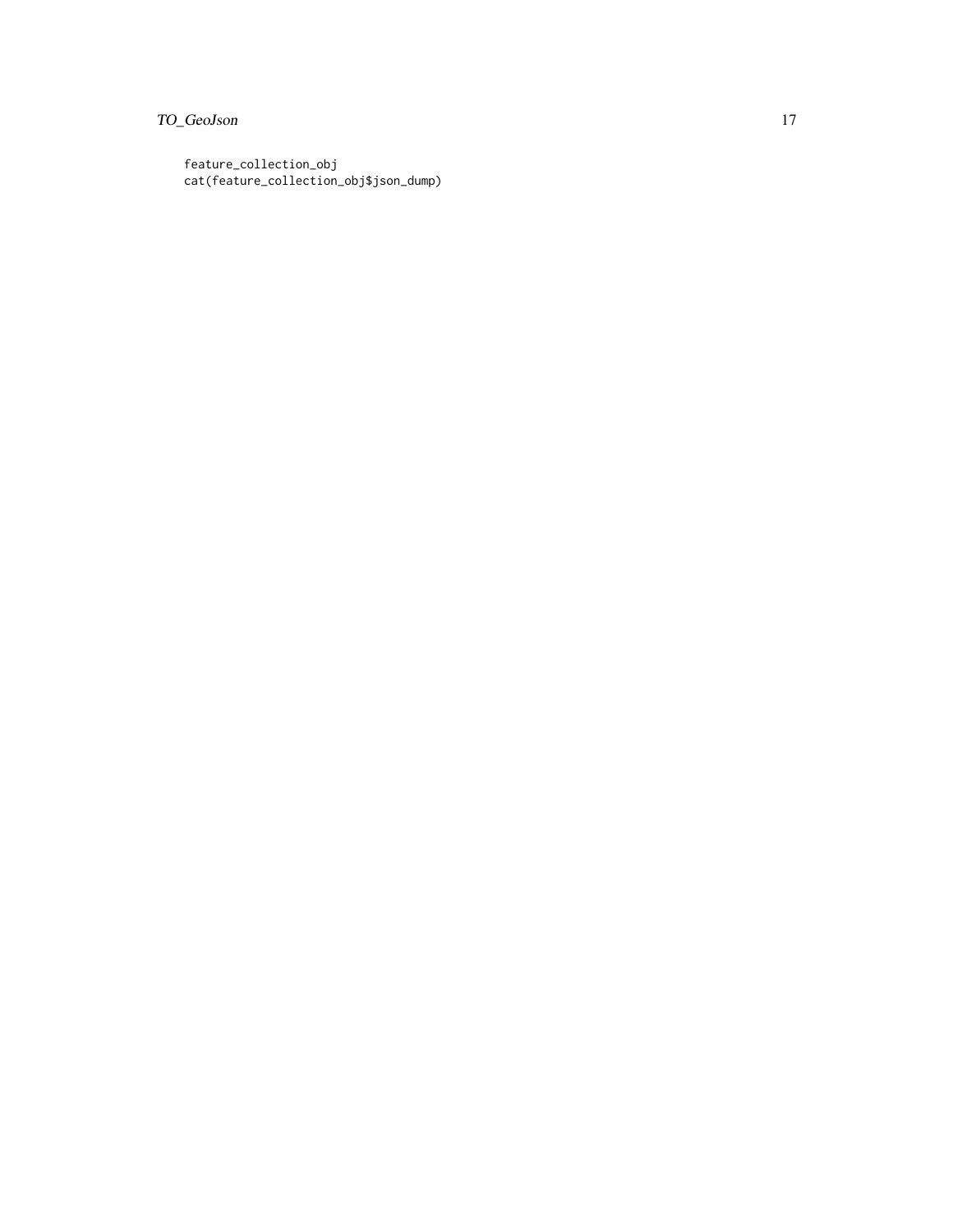```
feature_collection_obj
cat(feature_collection_obj$json_dump)
```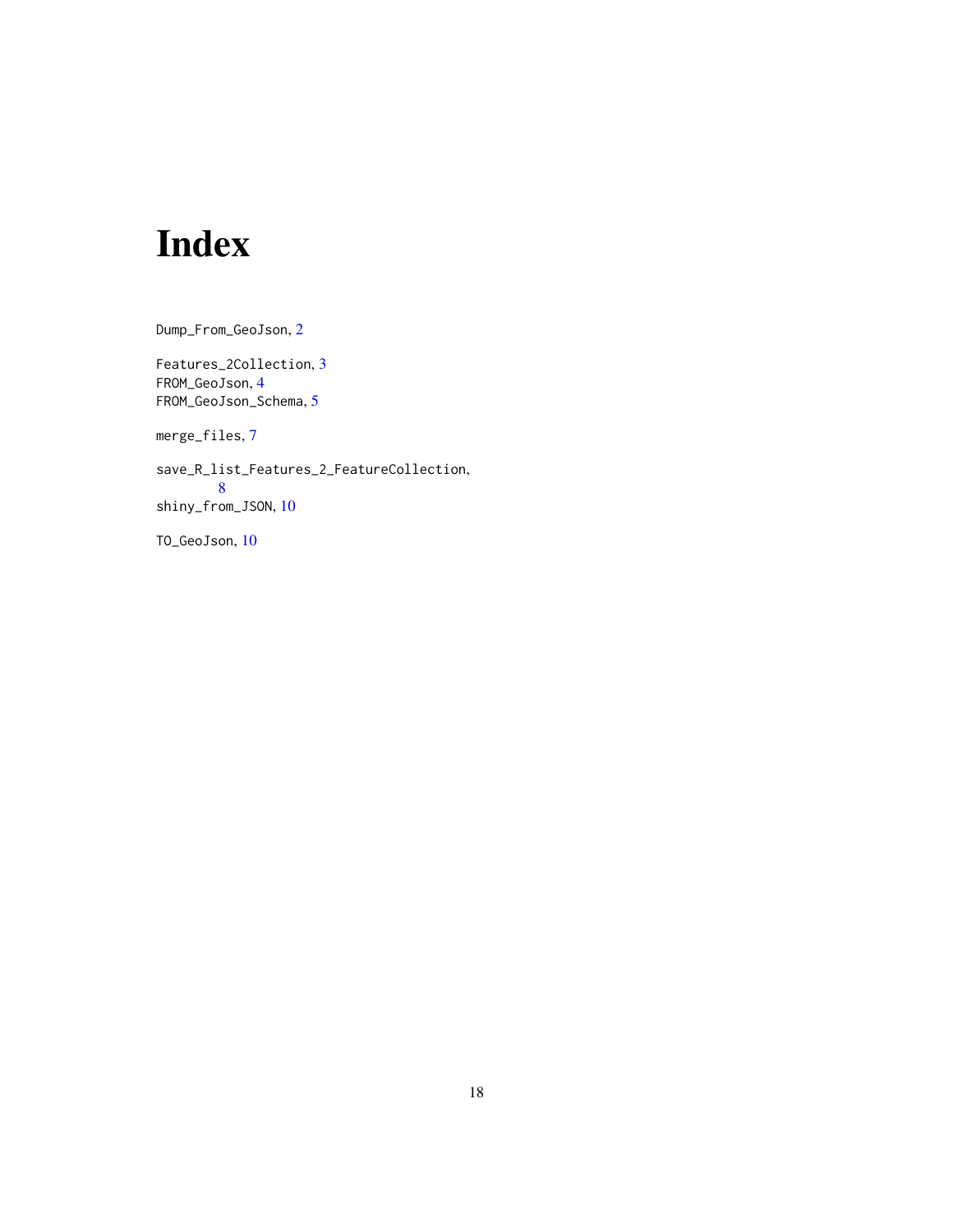# Index

Dump_From_GeoJson, 2

Features_2Collection, 3
FROM_GeoJson, 4
FROM_GeoJson_Schema, 5

merge_files, 7

save_R_list_Features_2_FeatureCollection, 8
shiny_from_JSON, 10

TO_GeoJson, 10